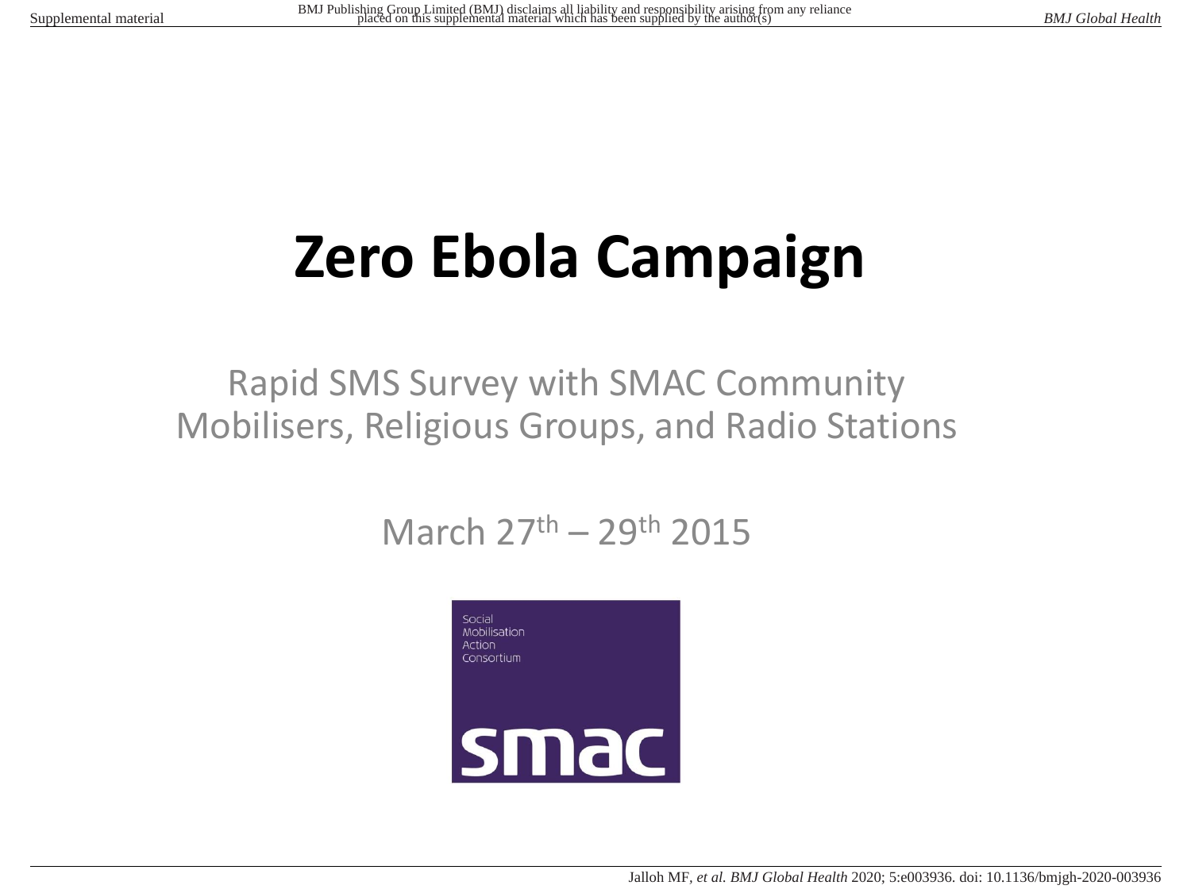# Zero Ebola Campaign

Rapid SMS Survey with SMAC Community Mobilisers, Religious Groups, and Radio Stations

March 27$^{th}$ – 29$^{th}$ 2015

Social Mobilisation Action Consortium

smac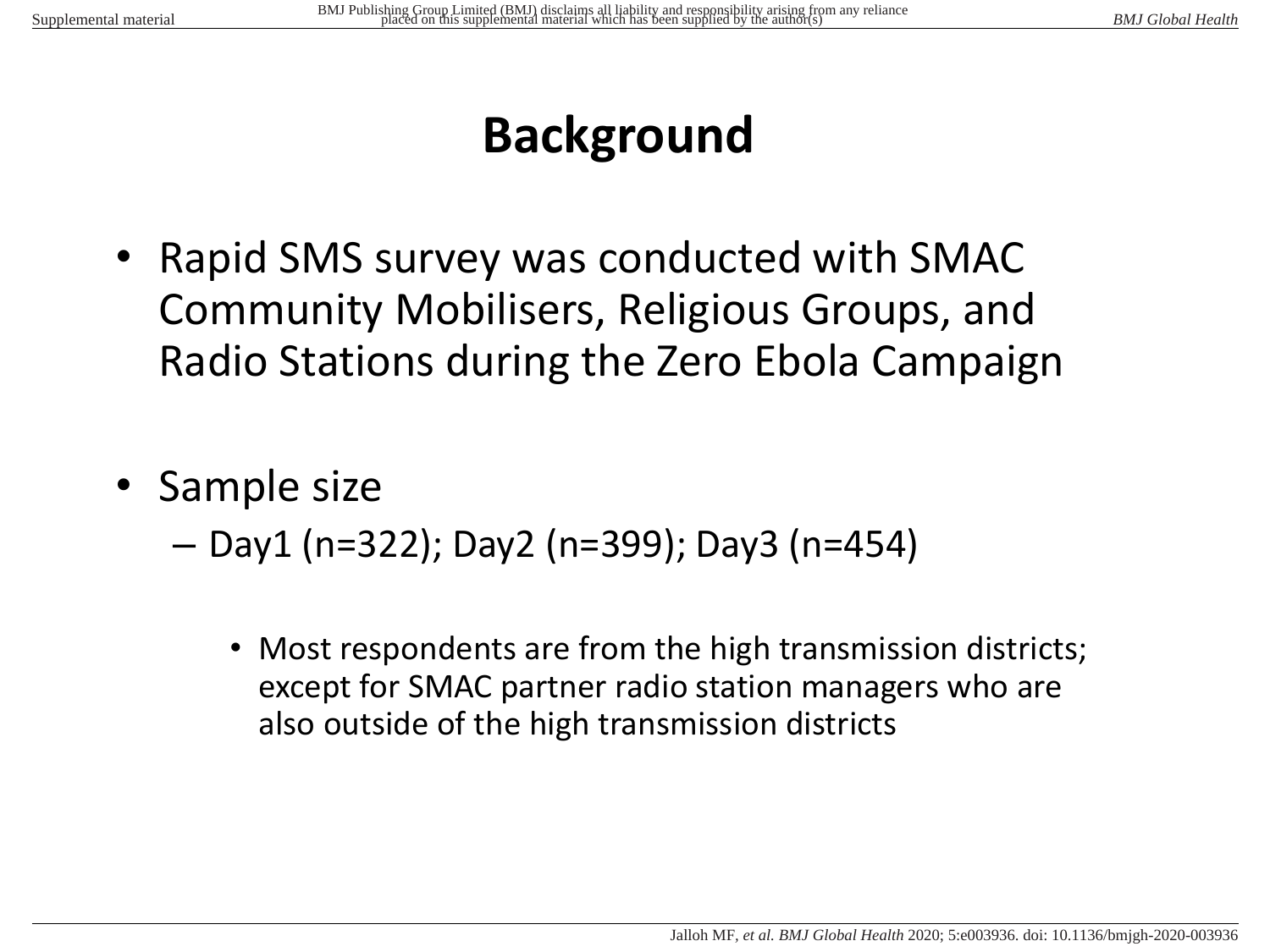# Background

- Rapid SMS survey was conducted with SMAC Community Mobilisers, Religious Groups, and Radio Stations during the Zero Ebola Campaign

- Sample size
  - Day1 (n=322); Day2 (n=399); Day3 (n=454)
    - Most respondents are from the high transmission districts; except for SMAC partner radio station managers who are also outside of the high transmission districts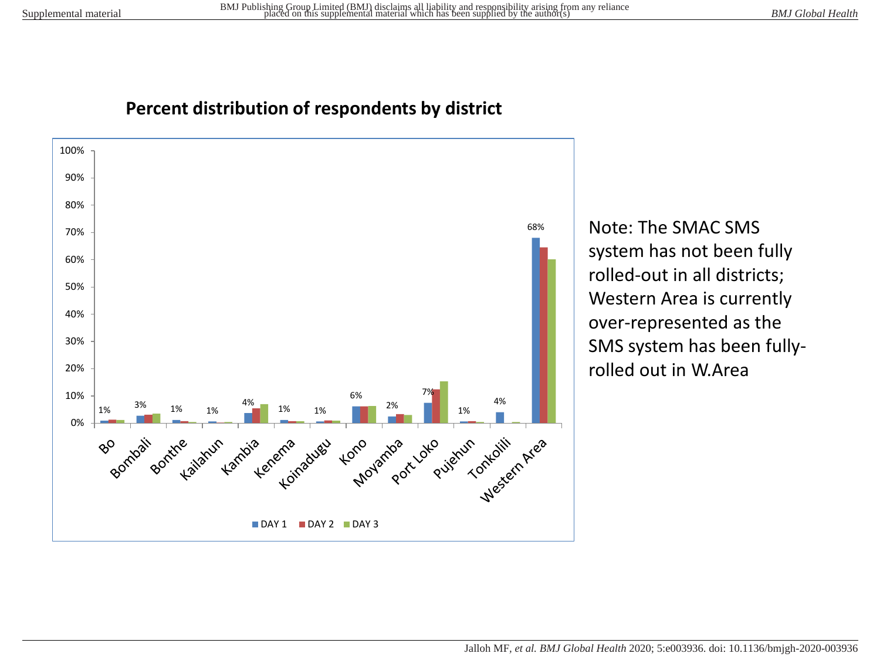## Percent distribution of respondents by district

| District | Label (DAY 1) |
|---|---|
| Bo | 1% |
| Bombali | 3% |
| Bonthe | 1% |
| Kailahun | 1% |
| Kambia | 4% |
| Kenema | 1% |
| Koinadugu | 1% |
| Kono | 6% |
| Moyamba | 2% |
| Port Loko | 7% |
| Pujehun | 1% |
| Tonkolili | 4% |
| Western Area | 68% |

DAY 1 DAY 2 DAY 3

Note: The SMAC SMS system has not been fully rolled-out in all districts; Western Area is currently over-represented as the SMS system has been fully-rolled out in W.Area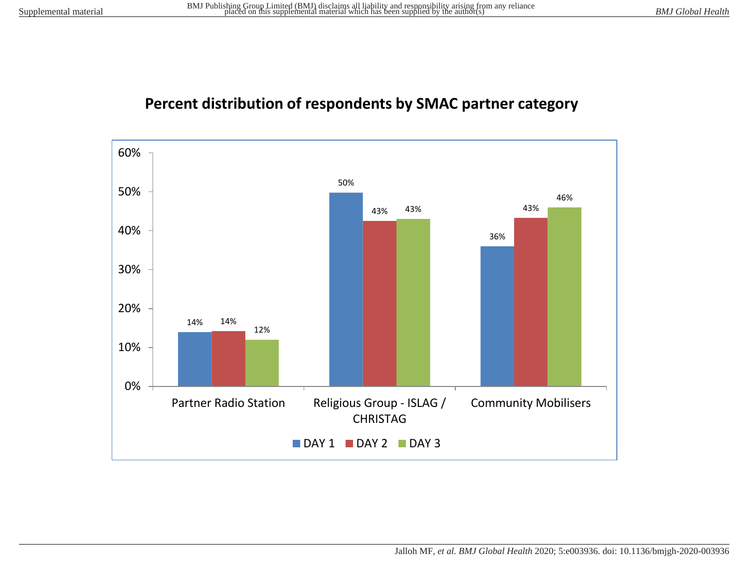## Percent distribution of respondents by SMAC partner category

| SMAC partner category | DAY 1 | DAY 2 | DAY 3 |
| --- | --- | --- | --- |
| Partner Radio Station | 14% | 14% | 12% |
| Religious Group - ISLAG / CHRISTAG | 50% | 43% | 43% |
| Community Mobilisers | 36% | 43% | 46% |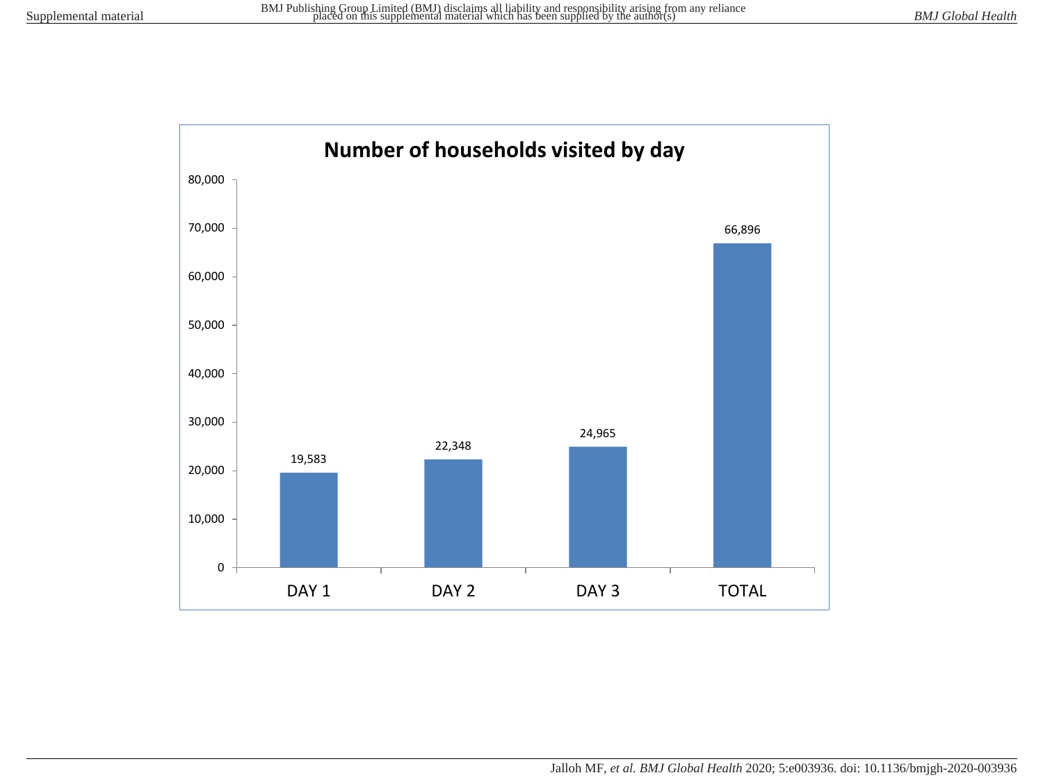**Number of households visited by day**

| | Households visited |
| --- | --- |
| DAY 1 | 19,583 |
| DAY 2 | 22,348 |
| DAY 3 | 24,965 |
| TOTAL | 66,896 |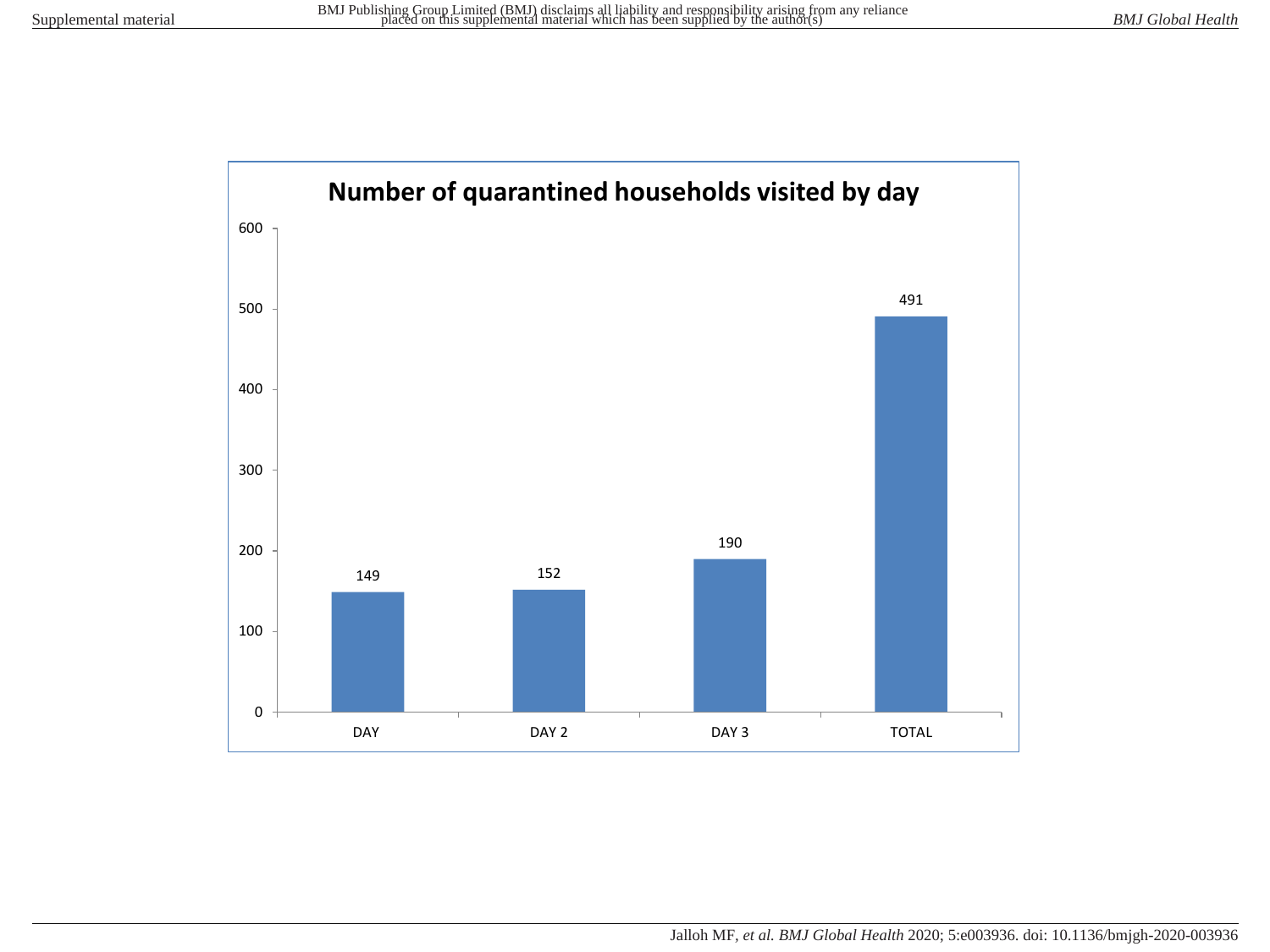**Number of quarantined households visited by day**

| | DAY | DAY 2 | DAY 3 | TOTAL |
|---|---|---|---|---|
| Households visited | 149 | 152 | 190 | 491 |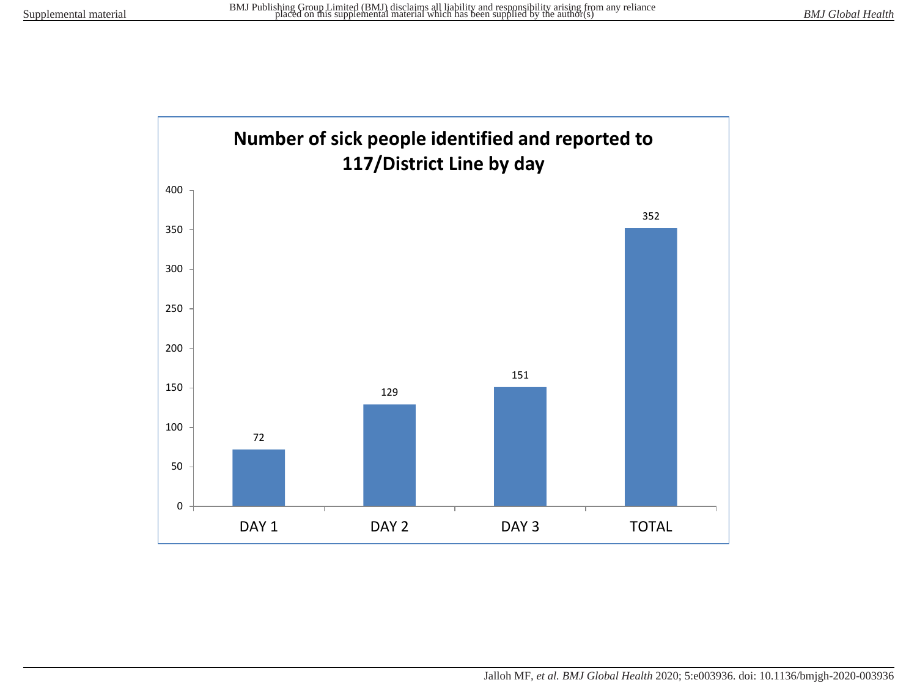## Number of sick people identified and reported to 117/District Line by day

| | Number |
|---|---|
| DAY 1 | 72 |
| DAY 2 | 129 |
| DAY 3 | 151 |
| TOTAL | 352 |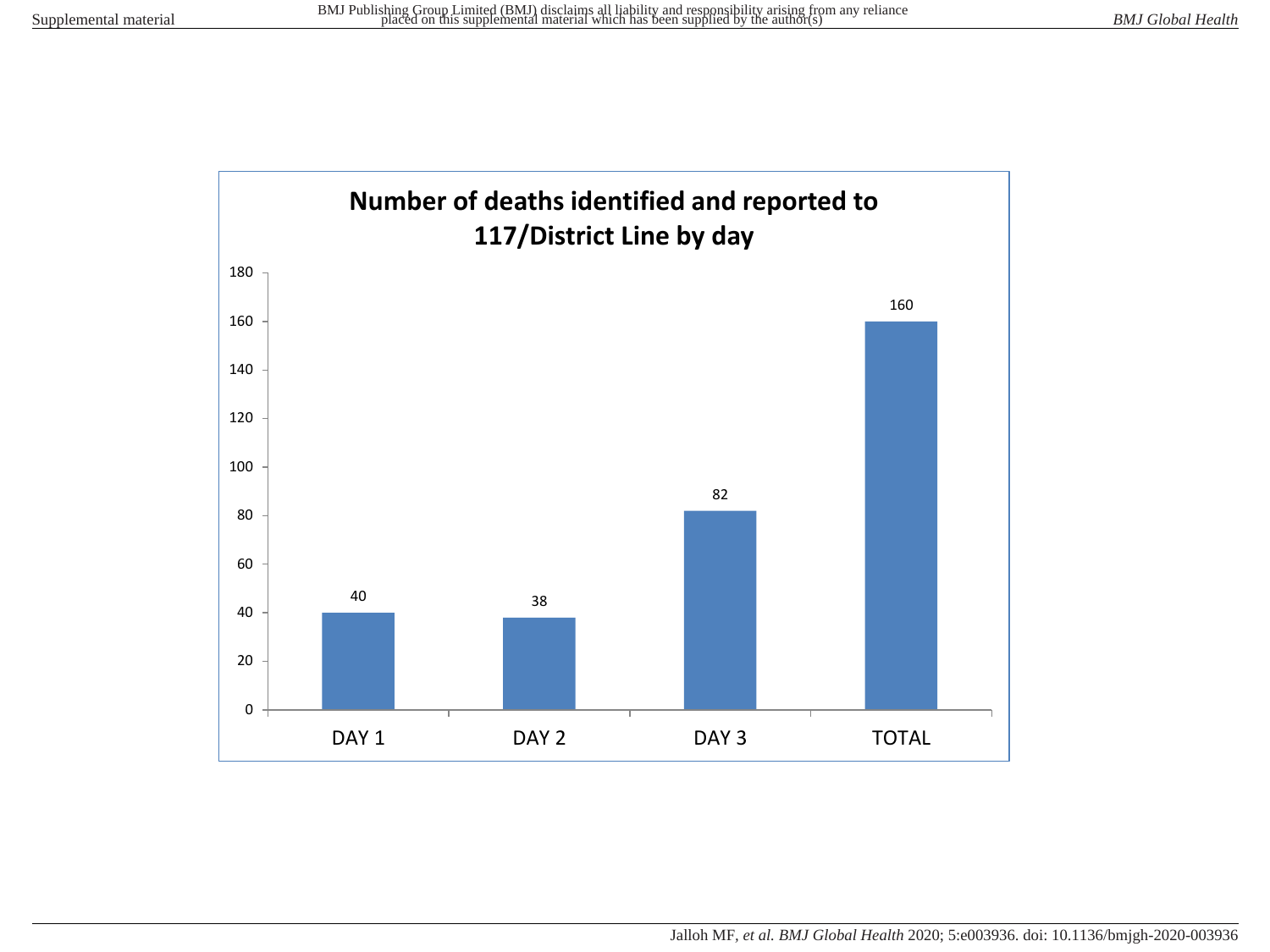**Number of deaths identified and reported to 117/District Line by day**

| | Number of deaths |
|---|---|
| DAY 1 | 40 |
| DAY 2 | 38 |
| DAY 3 | 82 |
| TOTAL | 160 |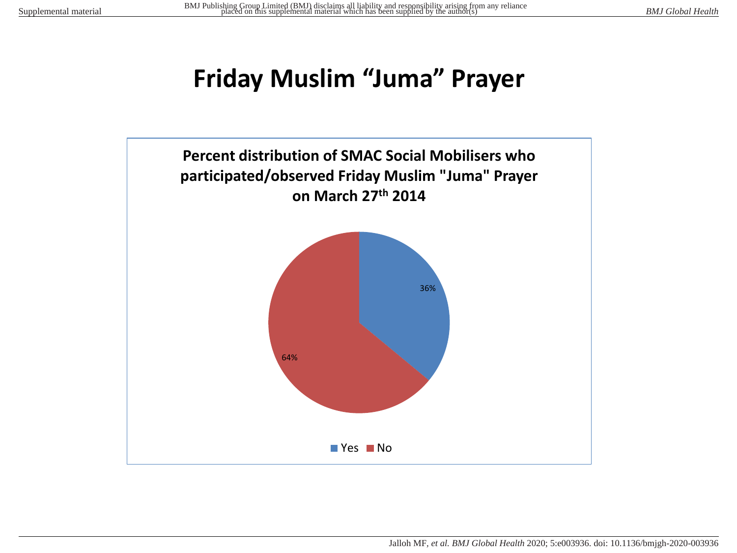# Friday Muslim "Juma" Prayer

**Percent distribution of SMAC Social Mobilisers who participated/observed Friday Muslim "Juma" Prayer on March 27th 2014**

| Response | Percent |
| --- | --- |
| Yes | 36% |
| No | 64% |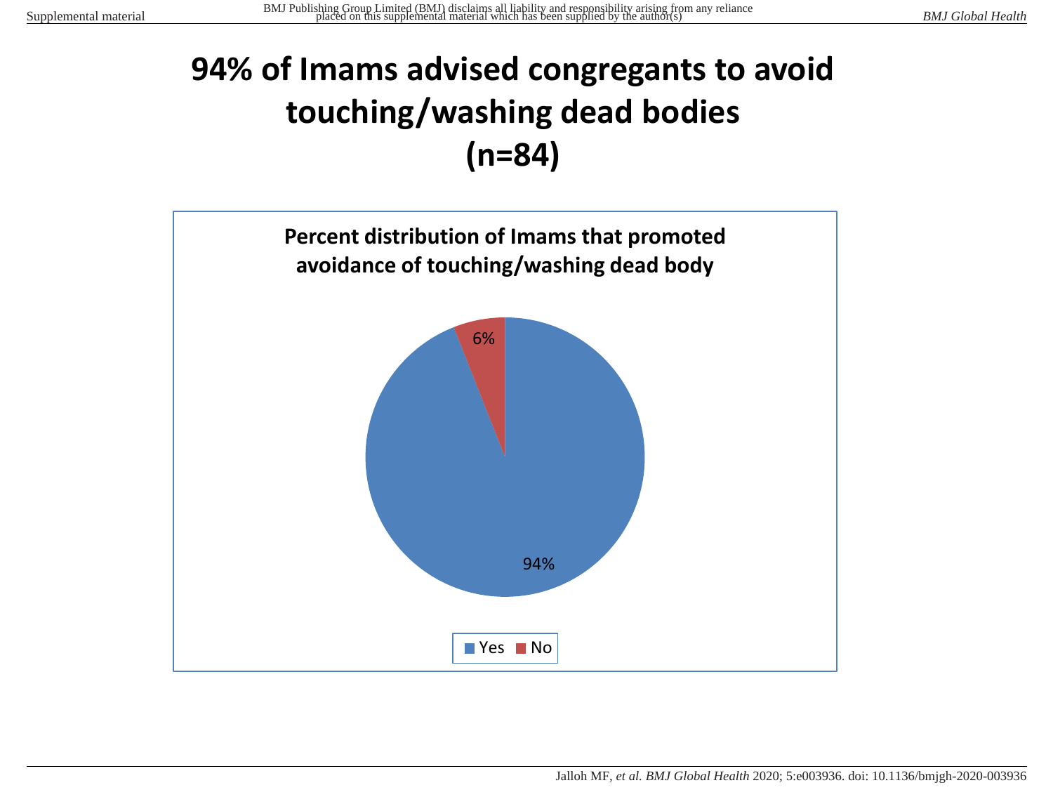# 94% of Imams advised congregants to avoid touching/washing dead bodies (n=84)

**Percent distribution of Imams that promoted avoidance of touching/washing dead body**

6%

94%

Yes No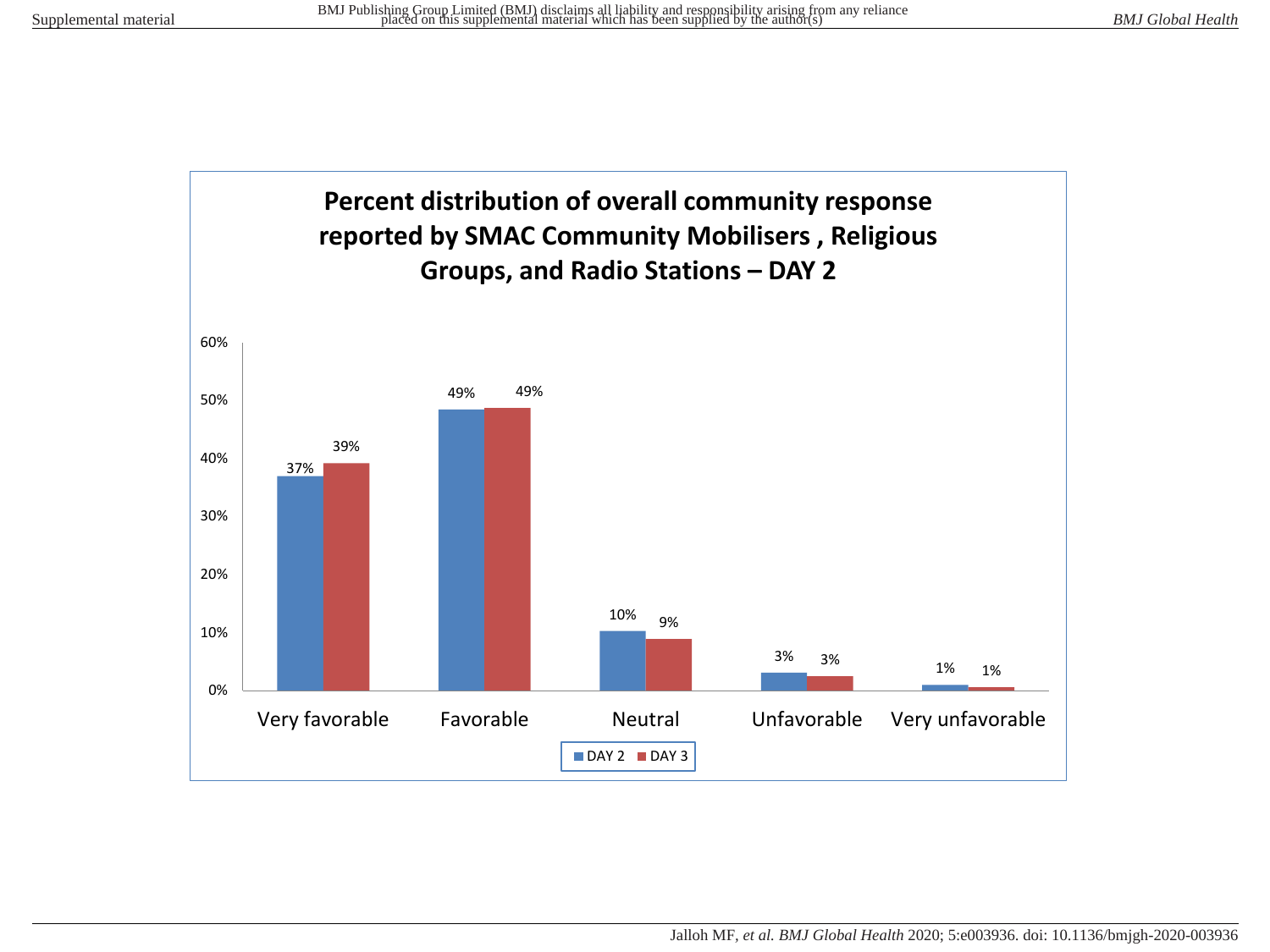**Percent distribution of overall community response reported by SMAC Community Mobilisers , Religious Groups, and Radio Stations – DAY 2**

| | DAY 2 | DAY 3 |
|---|---|---|
| Very favorable | 37% | 39% |
| Favorable | 49% | 49% |
| Neutral | 10% | 9% |
| Unfavorable | 3% | 3% |
| Very unfavorable | 1% | 1% |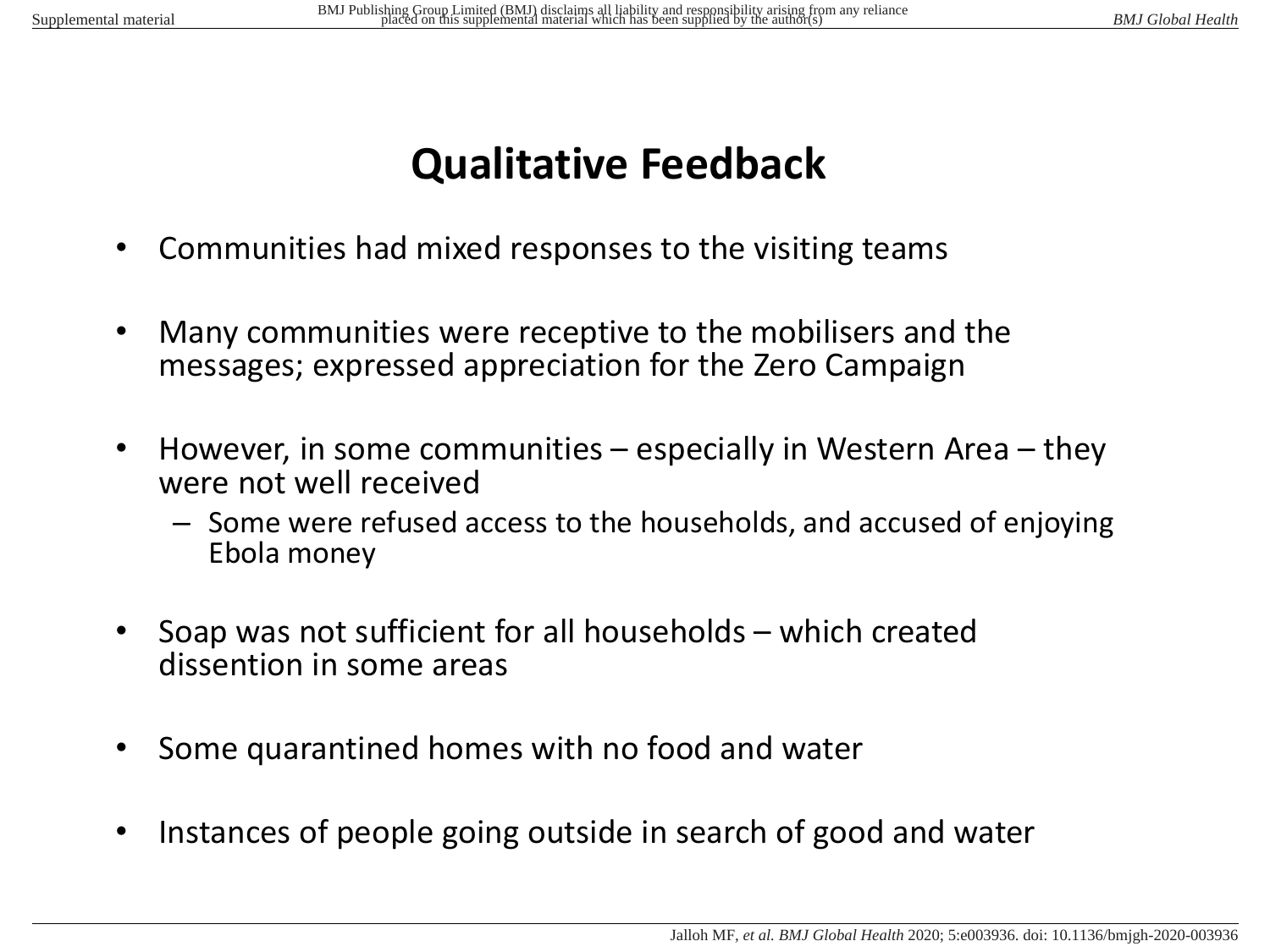# Qualitative Feedback

- Communities had mixed responses to the visiting teams
- Many communities were receptive to the mobilisers and the messages; expressed appreciation for the Zero Campaign
- However, in some communities – especially in Western Area – they were not well received
  - Some were refused access to the households, and accused of enjoying Ebola money
- Soap was not sufficient for all households – which created dissention in some areas
- Some quarantined homes with no food and water
- Instances of people going outside in search of good and water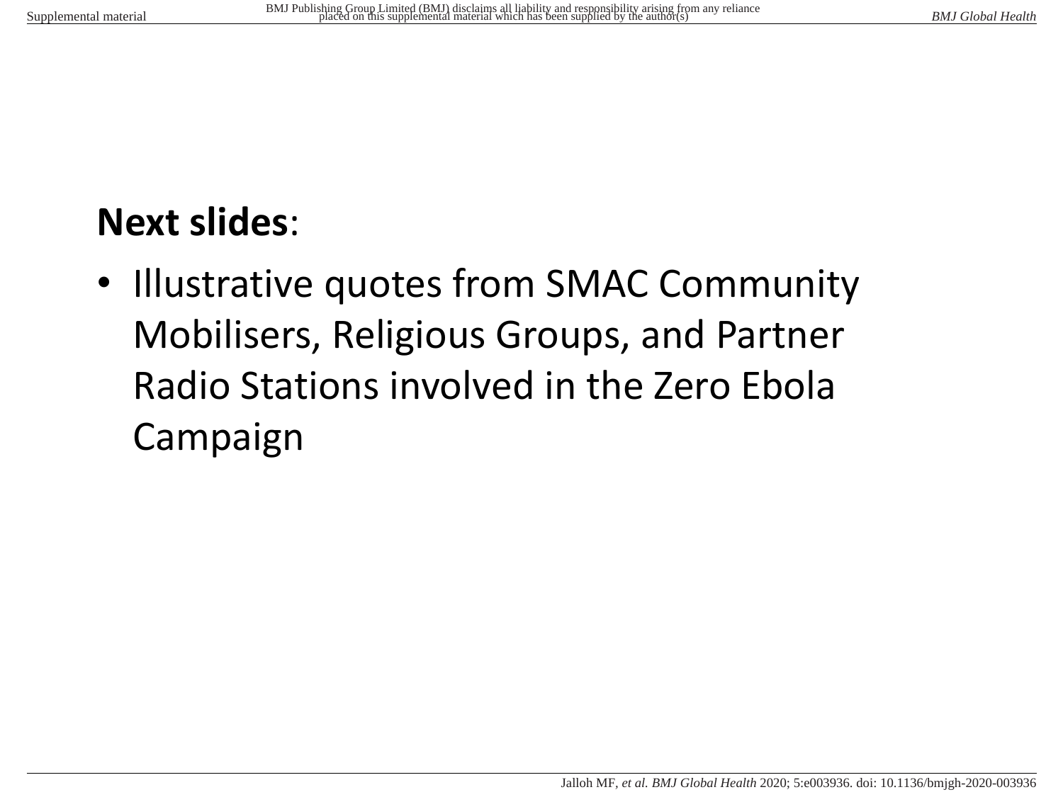**Next slides**:

- Illustrative quotes from SMAC Community Mobilisers, Religious Groups, and Partner Radio Stations involved in the Zero Ebola Campaign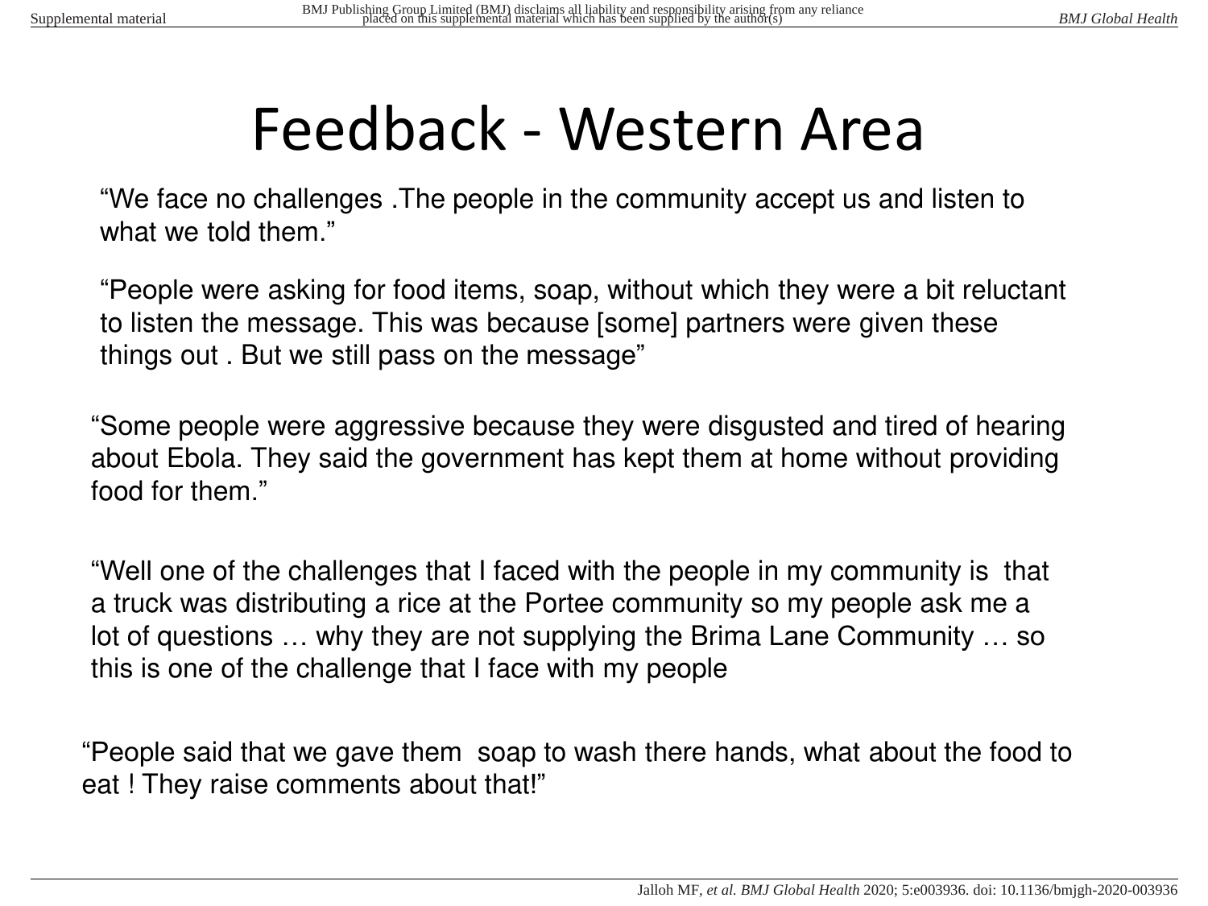# Feedback - Western Area

"We face no challenges .The people in the community accept us and listen to what we told them."

"People were asking for food items, soap, without which they were a bit reluctant to listen the message. This was because [some] partners were given these things out . But we still pass on the message"

"Some people were aggressive because they were disgusted and tired of hearing about Ebola. They said the government has kept them at home without providing food for them."

"Well one of the challenges that I faced with the people in my community is that a truck was distributing a rice at the Portee community so my people ask me a lot of questions … why they are not supplying the Brima Lane Community … so this is one of the challenge that I face with my people

"People said that we gave them soap to wash there hands, what about the food to eat ! They raise comments about that!"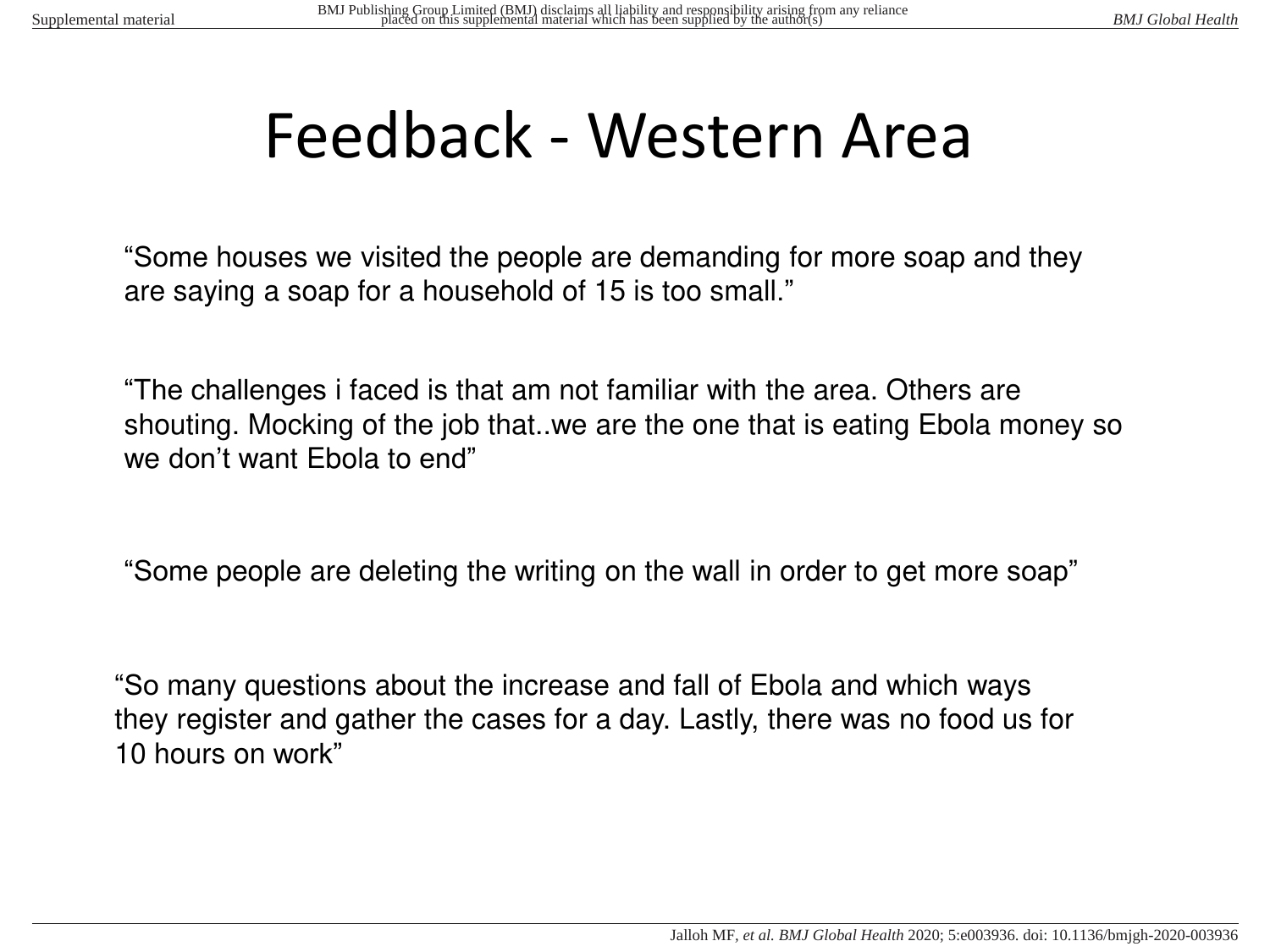# Feedback - Western Area

"Some houses we visited the people are demanding for more soap and they are saying a soap for a household of 15 is too small."

"The challenges i faced is that am not familiar with the area. Others are shouting. Mocking of the job that..we are the one that is eating Ebola money so we don't want Ebola to end"

"Some people are deleting the writing on the wall in order to get more soap"

"So many questions about the increase and fall of Ebola and which ways they register and gather the cases for a day. Lastly, there was no food us for 10 hours on work"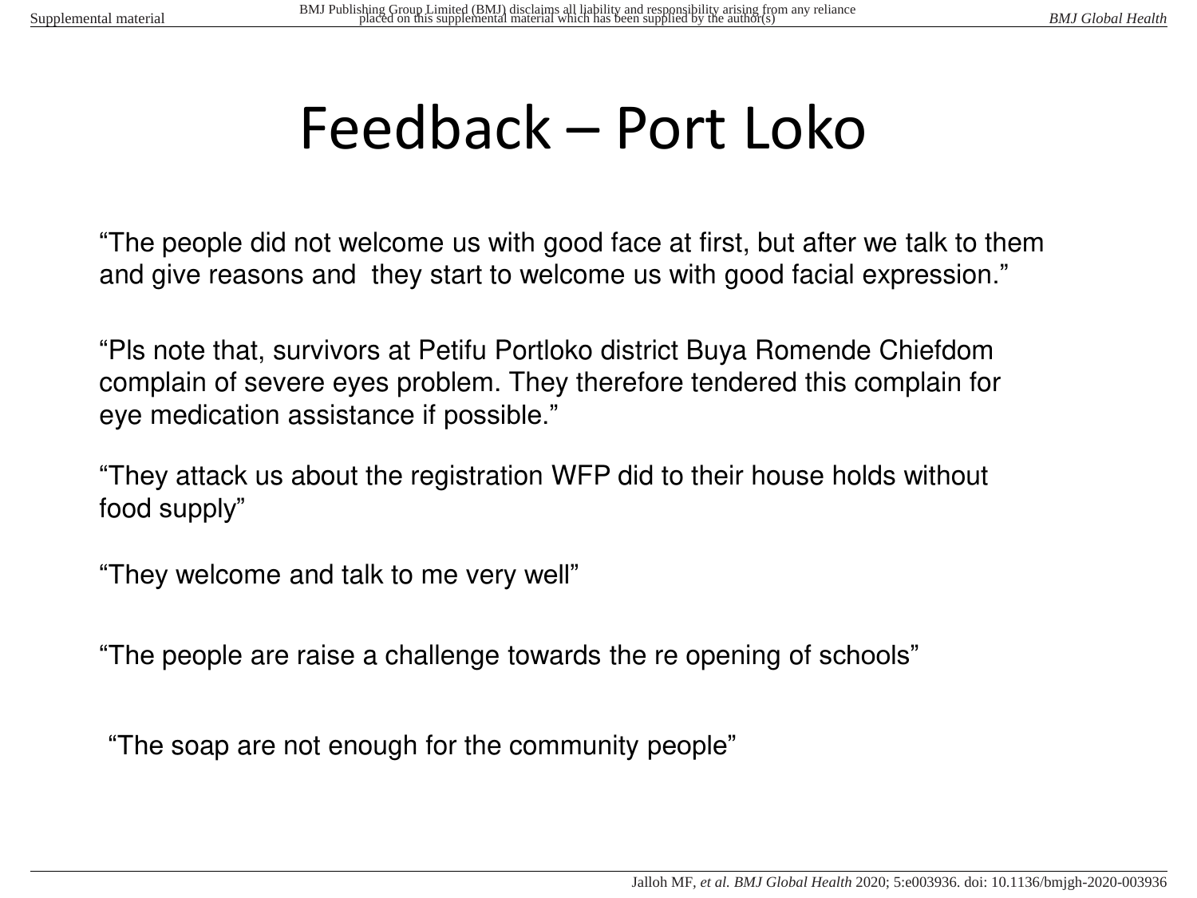# Feedback – Port Loko

"The people did not welcome us with good face at first, but after we talk to them and give reasons and they start to welcome us with good facial expression."

"Pls note that, survivors at Petifu Portloko district Buya Romende Chiefdom complain of severe eyes problem. They therefore tendered this complain for eye medication assistance if possible."

"They attack us about the registration WFP did to their house holds without food supply"

"They welcome and talk to me very well"

"The people are raise a challenge towards the re opening of schools"

"The soap are not enough for the community people"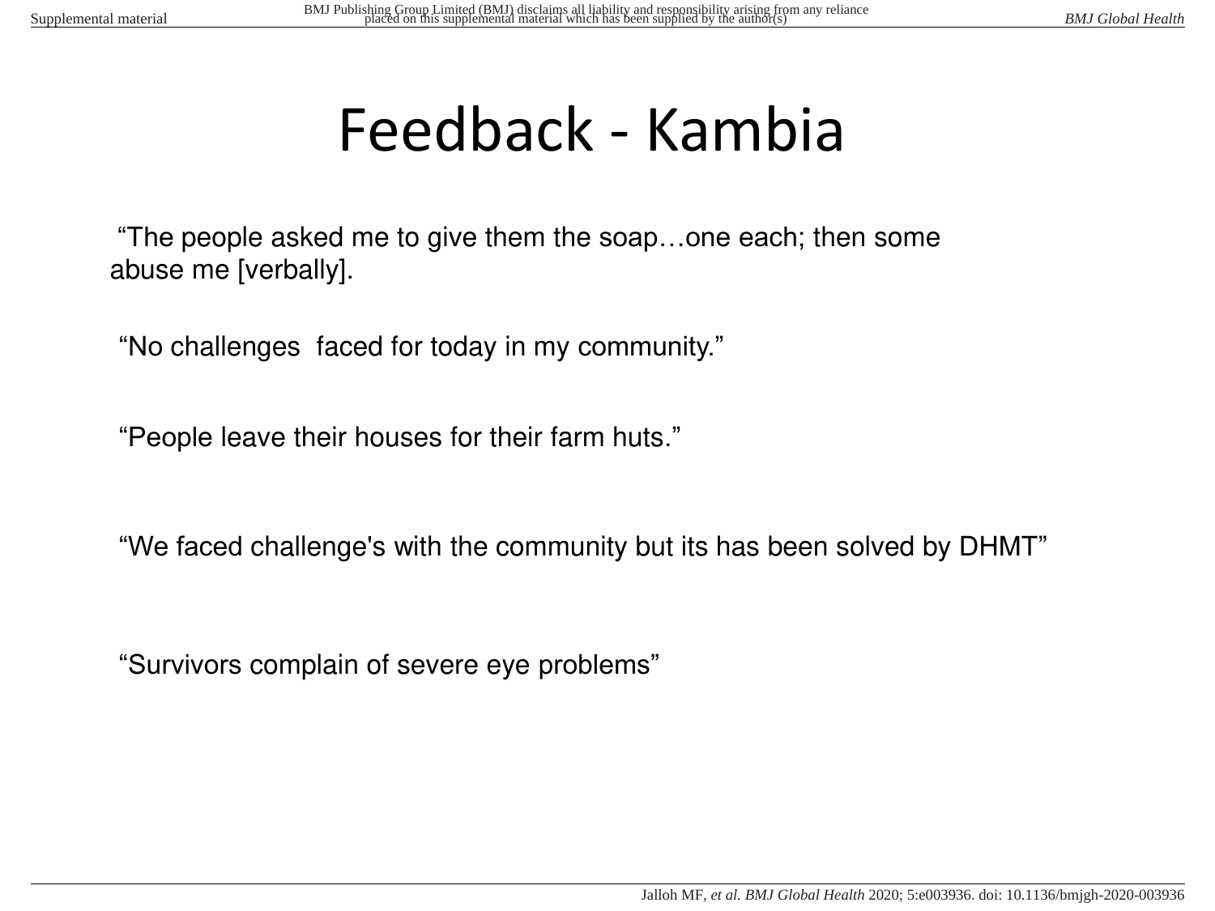# Feedback - Kambia

"The people asked me to give them the soap…one each; then some abuse me [verbally].

"No challenges faced for today in my community."

"People leave their houses for their farm huts."

"We faced challenge's with the community but its has been solved by DHMT"

"Survivors complain of severe eye problems"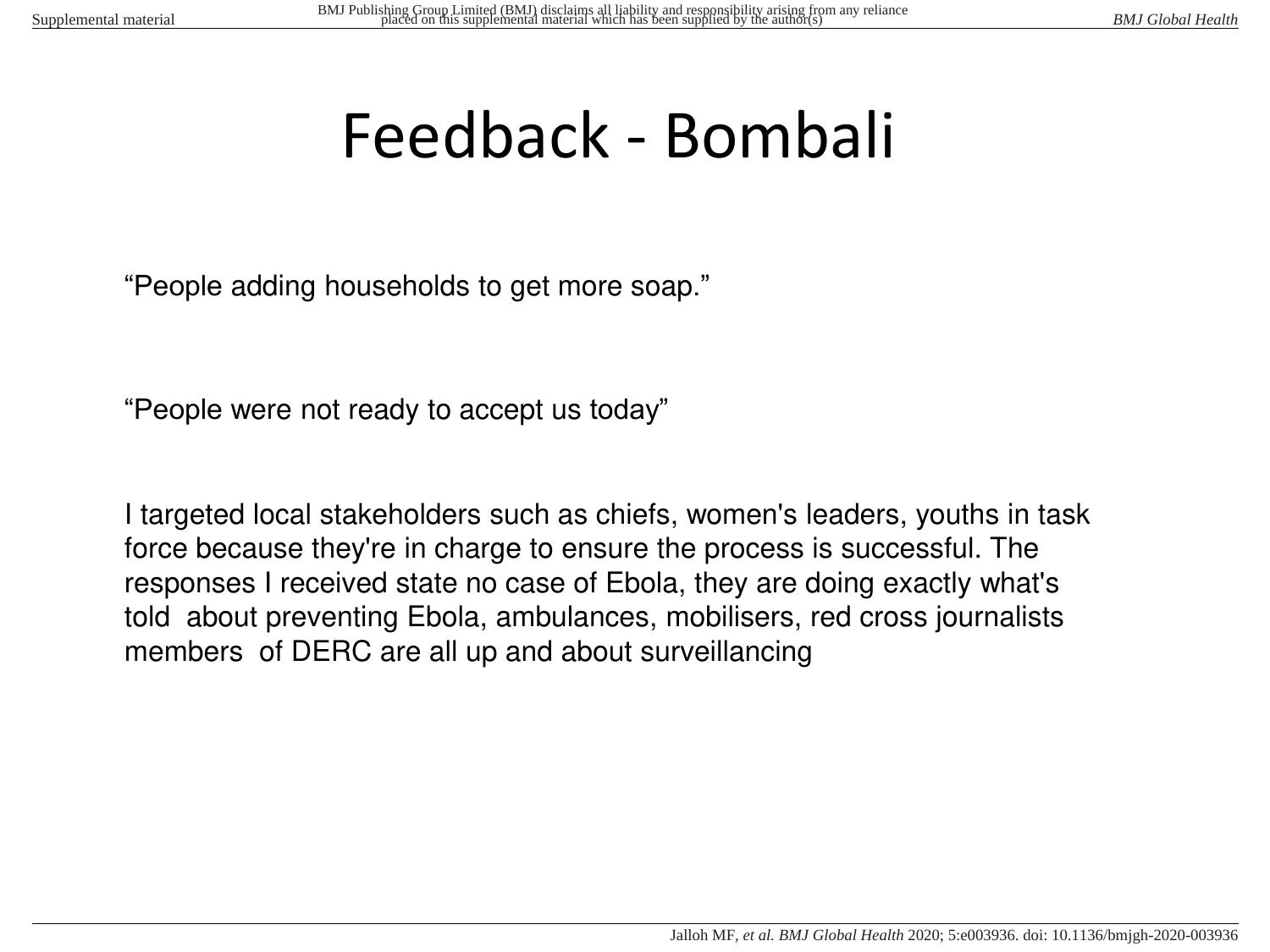# Feedback - Bombali

“People adding households to get more soap.”

“People were not ready to accept us today”

I targeted local stakeholders such as chiefs, women's leaders, youths in task force because they're in charge to ensure the process is successful. The responses I received state no case of Ebola, they are doing exactly what's told about preventing Ebola, ambulances, mobilisers, red cross journalists members of DERC are all up and about surveillancing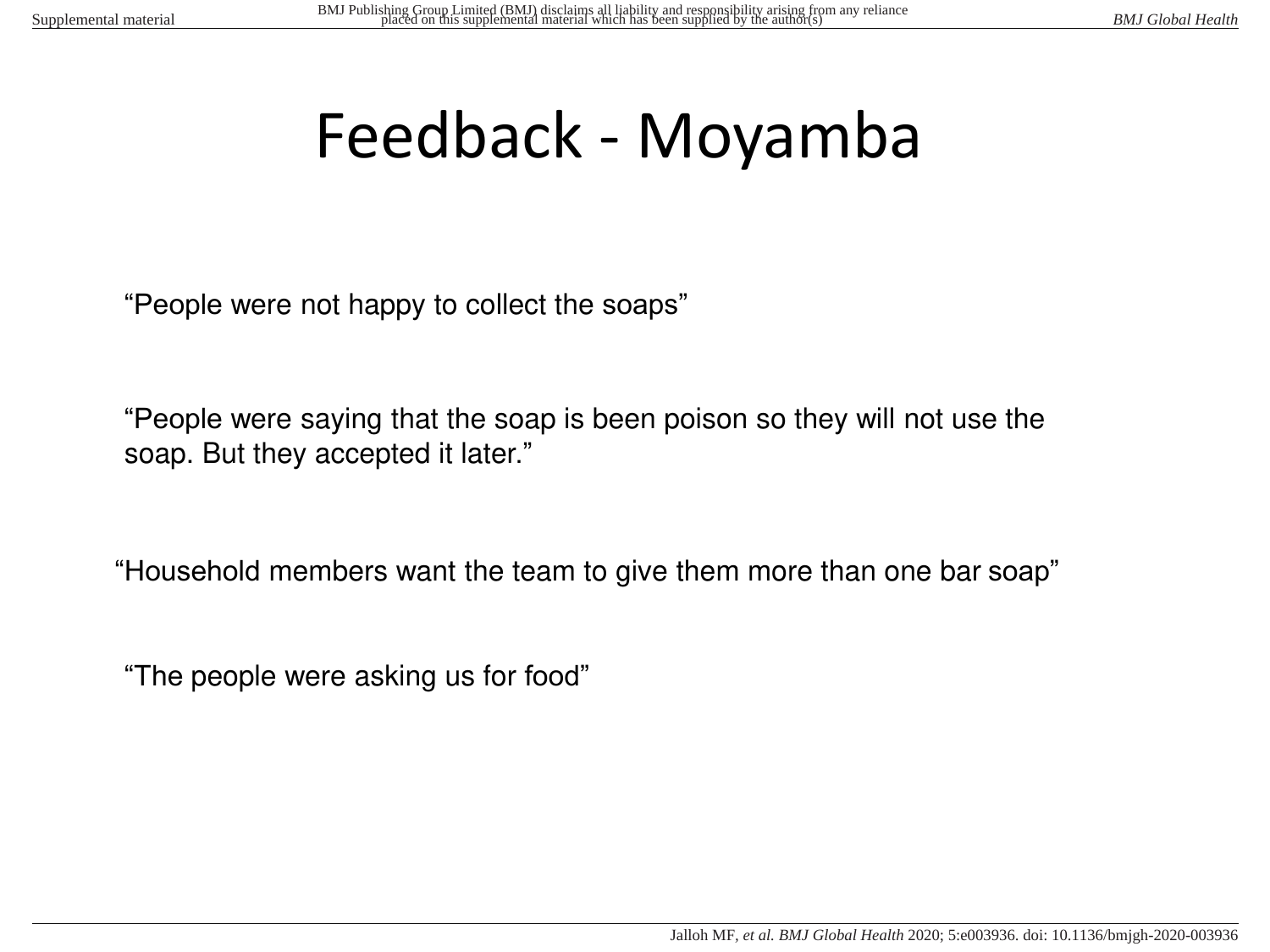# Feedback - Moyamba

“People were not happy to collect the soaps”

“People were saying that the soap is been poison so they will not use the soap. But they accepted it later.”

“Household members want the team to give them more than one bar soap”

“The people were asking us for food”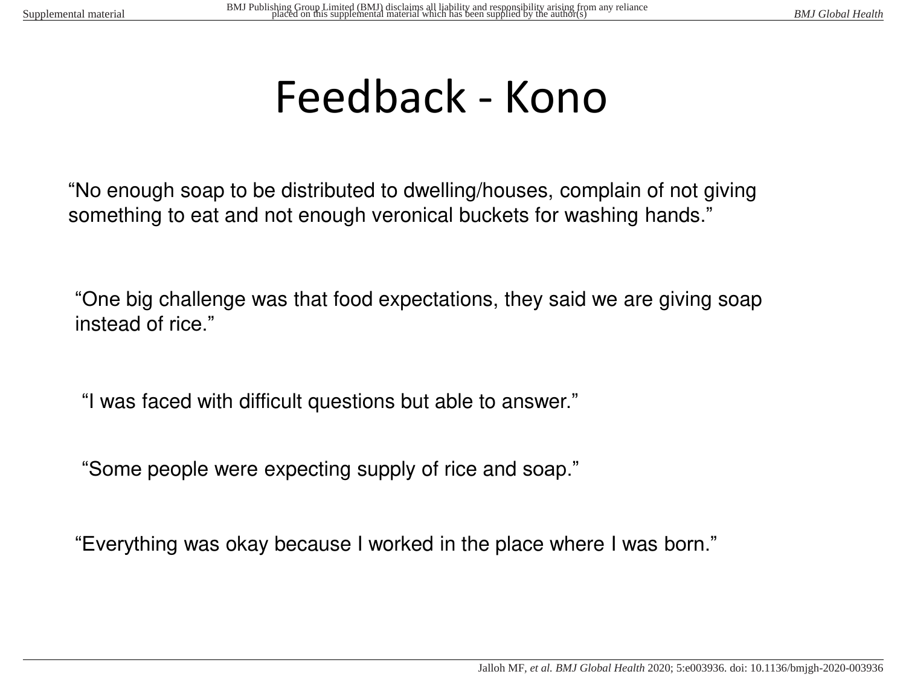# Feedback - Kono

"No enough soap to be distributed to dwelling/houses, complain of not giving something to eat and not enough veronical buckets for washing hands."

"One big challenge was that food expectations, they said we are giving soap instead of rice."

"I was faced with difficult questions but able to answer."

"Some people were expecting supply of rice and soap."

"Everything was okay because I worked in the place where I was born."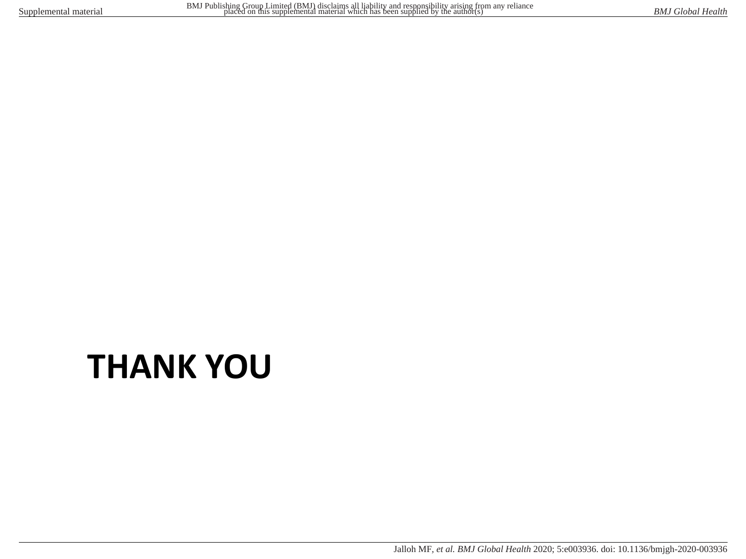# THANK YOU